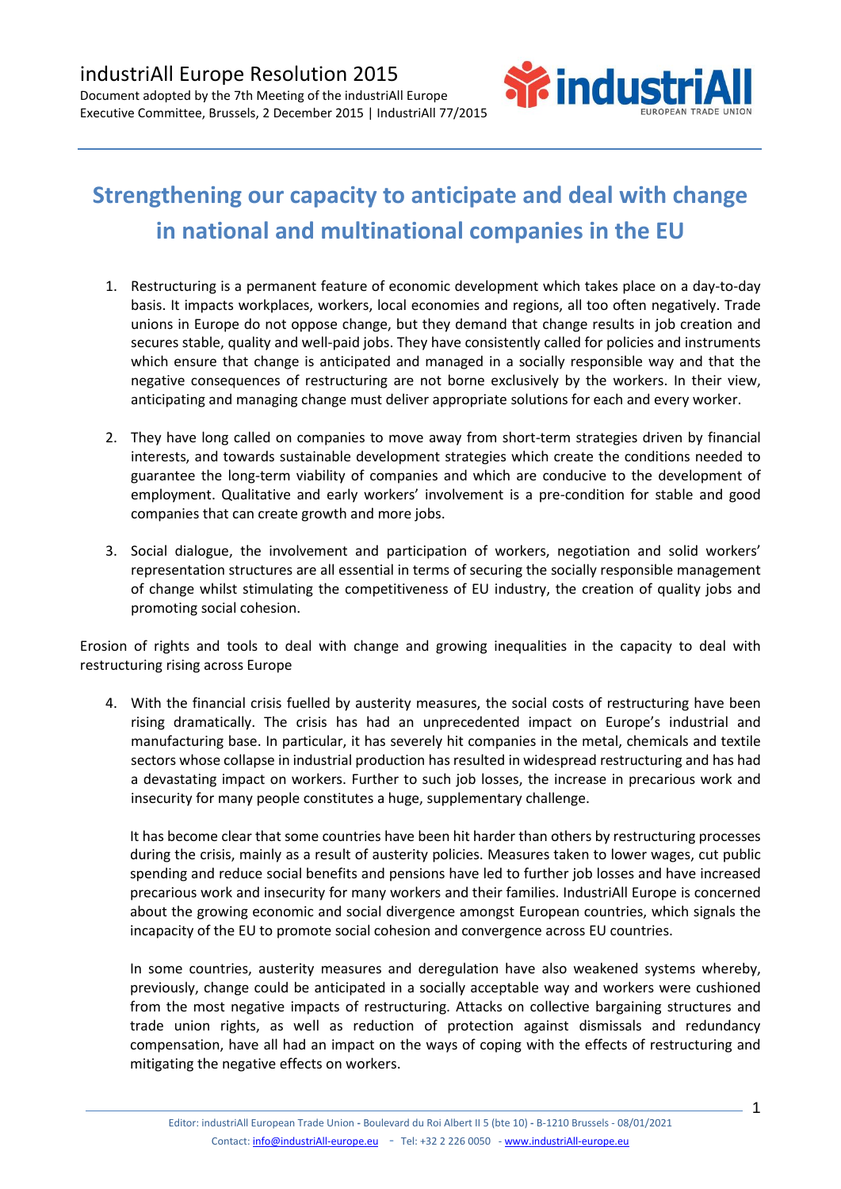industriAll Europe Resolution 2015

Document adopted by the 7th Meeting of the industriAll Europe Executive Committee, Brussels, 2 December 2015 | IndustriAll 77/2015

# Strengthening our capacity to anticipate and deal with change in national and multinational companies in the EU

1. Restructuring is a permanent feature of economic development which takes place on a day-to-day basis. It impacts workplaces, workers, local economies and regions, all too often negatively. Trade unions in Europe do not oppose change, but they demand that change results in job creation and secures stable, quality and well-paid jobs. They have consistently called for policies and instruments which ensure that change is anticipated and managed in a socially responsible way and that the negative consequences of restructuring are not borne exclusively by the workers. In their view, anticipating and managing change must deliver appropriate solutions for each and every worker.

2. They have long called on companies to move away from short-term strategies driven by financial interests, and towards sustainable development strategies which create the conditions needed to guarantee the long-term viability of companies and which are conducive to the development of employment. Qualitative and early workers' involvement is a pre-condition for stable and good companies that can create growth and more jobs.

3. Social dialogue, the involvement and participation of workers, negotiation and solid workers' representation structures are all essential in terms of securing the socially responsible management of change whilst stimulating the competitiveness of EU industry, the creation of quality jobs and promoting social cohesion.

Erosion of rights and tools to deal with change and growing inequalities in the capacity to deal with restructuring rising across Europe

4. With the financial crisis fuelled by austerity measures, the social costs of restructuring have been rising dramatically. The crisis has had an unprecedented impact on Europe's industrial and manufacturing base. In particular, it has severely hit companies in the metal, chemicals and textile sectors whose collapse in industrial production has resulted in widespread restructuring and has had a devastating impact on workers. Further to such job losses, the increase in precarious work and insecurity for many people constitutes a huge, supplementary challenge.

   It has become clear that some countries have been hit harder than others by restructuring processes during the crisis, mainly as a result of austerity policies. Measures taken to lower wages, cut public spending and reduce social benefits and pensions have led to further job losses and have increased precarious work and insecurity for many workers and their families. IndustriAll Europe is concerned about the growing economic and social divergence amongst European countries, which signals the incapacity of the EU to promote social cohesion and convergence across EU countries.

   In some countries, austerity measures and deregulation have also weakened systems whereby, previously, change could be anticipated in a socially acceptable way and workers were cushioned from the most negative impacts of restructuring. Attacks on collective bargaining structures and trade union rights, as well as reduction of protection against dismissals and redundancy compensation, have all had an impact on the ways of coping with the effects of restructuring and mitigating the negative effects on workers.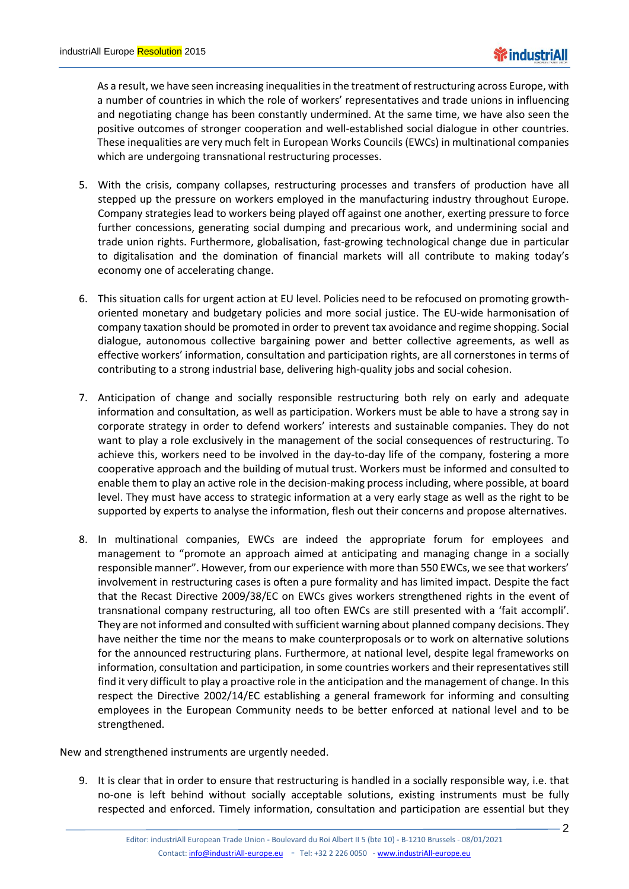As a result, we have seen increasing inequalities in the treatment of restructuring across Europe, with a number of countries in which the role of workers' representatives and trade unions in influencing and negotiating change has been constantly undermined. At the same time, we have also seen the positive outcomes of stronger cooperation and well-established social dialogue in other countries. These inequalities are very much felt in European Works Councils (EWCs) in multinational companies which are undergoing transnational restructuring processes.

5. With the crisis, company collapses, restructuring processes and transfers of production have all stepped up the pressure on workers employed in the manufacturing industry throughout Europe. Company strategies lead to workers being played off against one another, exerting pressure to force further concessions, generating social dumping and precarious work, and undermining social and trade union rights. Furthermore, globalisation, fast-growing technological change due in particular to digitalisation and the domination of financial markets will all contribute to making today's economy one of accelerating change.

6. This situation calls for urgent action at EU level. Policies need to be refocused on promoting growth-oriented monetary and budgetary policies and more social justice. The EU-wide harmonisation of company taxation should be promoted in order to prevent tax avoidance and regime shopping. Social dialogue, autonomous collective bargaining power and better collective agreements, as well as effective workers' information, consultation and participation rights, are all cornerstones in terms of contributing to a strong industrial base, delivering high-quality jobs and social cohesion.

7. Anticipation of change and socially responsible restructuring both rely on early and adequate information and consultation, as well as participation. Workers must be able to have a strong say in corporate strategy in order to defend workers' interests and sustainable companies. They do not want to play a role exclusively in the management of the social consequences of restructuring. To achieve this, workers need to be involved in the day-to-day life of the company, fostering a more cooperative approach and the building of mutual trust. Workers must be informed and consulted to enable them to play an active role in the decision-making process including, where possible, at board level. They must have access to strategic information at a very early stage as well as the right to be supported by experts to analyse the information, flesh out their concerns and propose alternatives.

8. In multinational companies, EWCs are indeed the appropriate forum for employees and management to "promote an approach aimed at anticipating and managing change in a socially responsible manner". However, from our experience with more than 550 EWCs, we see that workers' involvement in restructuring cases is often a pure formality and has limited impact. Despite the fact that the Recast Directive 2009/38/EC on EWCs gives workers strengthened rights in the event of transnational company restructuring, all too often EWCs are still presented with a 'fait accompli'. They are not informed and consulted with sufficient warning about planned company decisions. They have neither the time nor the means to make counterproposals or to work on alternative solutions for the announced restructuring plans. Furthermore, at national level, despite legal frameworks on information, consultation and participation, in some countries workers and their representatives still find it very difficult to play a proactive role in the anticipation and the management of change. In this respect the Directive 2002/14/EC establishing a general framework for informing and consulting employees in the European Community needs to be better enforced at national level and to be strengthened.

New and strengthened instruments are urgently needed.

9. It is clear that in order to ensure that restructuring is handled in a socially responsible way, i.e. that no-one is left behind without socially acceptable solutions, existing instruments must be fully respected and enforced. Timely information, consultation and participation are essential but they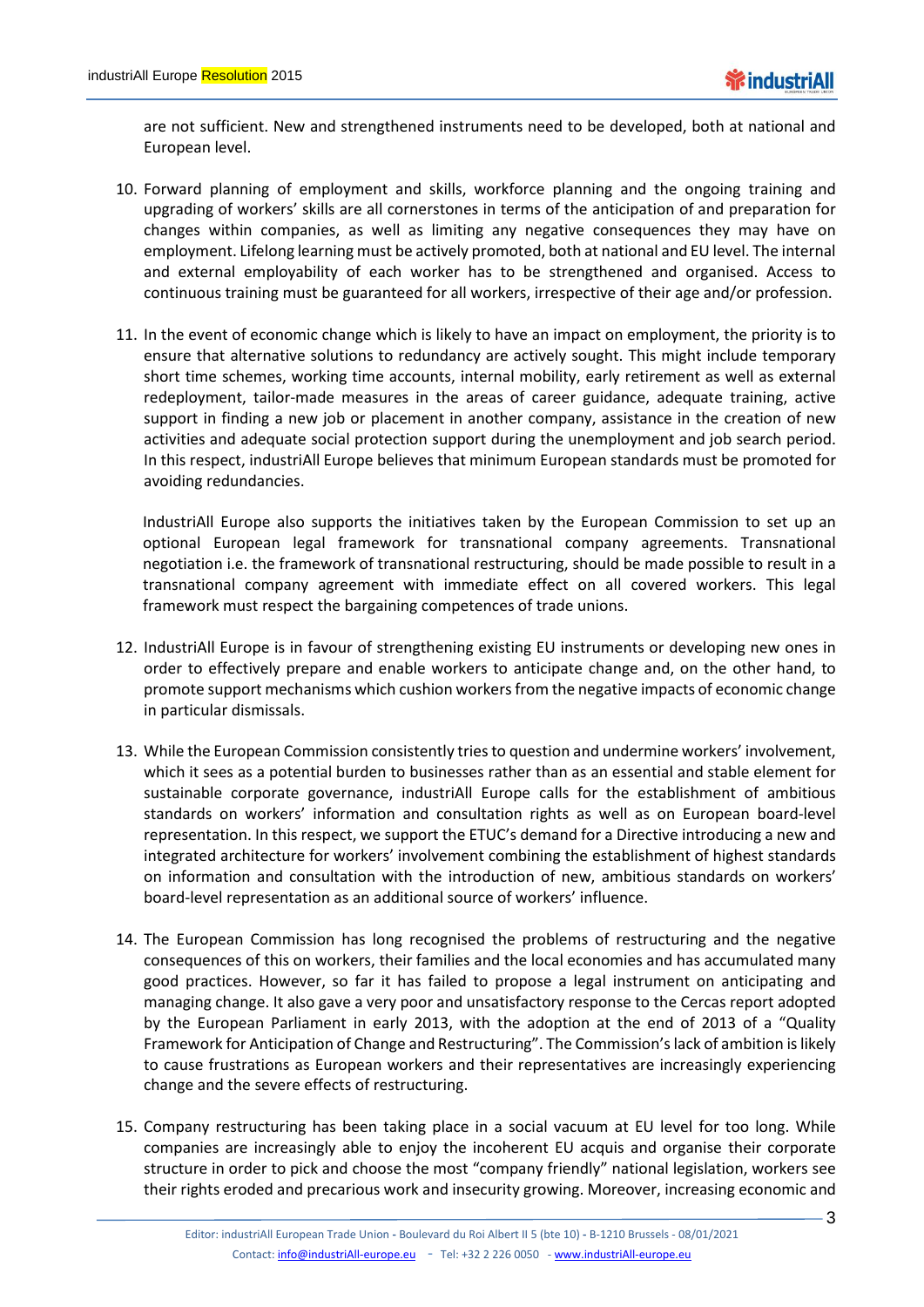are not sufficient. New and strengthened instruments need to be developed, both at national and European level.

10. Forward planning of employment and skills, workforce planning and the ongoing training and upgrading of workers' skills are all cornerstones in terms of the anticipation of and preparation for changes within companies, as well as limiting any negative consequences they may have on employment. Lifelong learning must be actively promoted, both at national and EU level. The internal and external employability of each worker has to be strengthened and organised. Access to continuous training must be guaranteed for all workers, irrespective of their age and/or profession.

11. In the event of economic change which is likely to have an impact on employment, the priority is to ensure that alternative solutions to redundancy are actively sought. This might include temporary short time schemes, working time accounts, internal mobility, early retirement as well as external redeployment, tailor-made measures in the areas of career guidance, adequate training, active support in finding a new job or placement in another company, assistance in the creation of new activities and adequate social protection support during the unemployment and job search period. In this respect, industriAll Europe believes that minimum European standards must be promoted for avoiding redundancies.

    IndustriAll Europe also supports the initiatives taken by the European Commission to set up an optional European legal framework for transnational company agreements. Transnational negotiation i.e. the framework of transnational restructuring, should be made possible to result in a transnational company agreement with immediate effect on all covered workers. This legal framework must respect the bargaining competences of trade unions.

12. IndustriAll Europe is in favour of strengthening existing EU instruments or developing new ones in order to effectively prepare and enable workers to anticipate change and, on the other hand, to promote support mechanisms which cushion workers from the negative impacts of economic change in particular dismissals.

13. While the European Commission consistently tries to question and undermine workers' involvement, which it sees as a potential burden to businesses rather than as an essential and stable element for sustainable corporate governance, industriAll Europe calls for the establishment of ambitious standards on workers' information and consultation rights as well as on European board-level representation. In this respect, we support the ETUC's demand for a Directive introducing a new and integrated architecture for workers' involvement combining the establishment of highest standards on information and consultation with the introduction of new, ambitious standards on workers' board-level representation as an additional source of workers' influence.

14. The European Commission has long recognised the problems of restructuring and the negative consequences of this on workers, their families and the local economies and has accumulated many good practices. However, so far it has failed to propose a legal instrument on anticipating and managing change. It also gave a very poor and unsatisfactory response to the Cercas report adopted by the European Parliament in early 2013, with the adoption at the end of 2013 of a "Quality Framework for Anticipation of Change and Restructuring". The Commission's lack of ambition is likely to cause frustrations as European workers and their representatives are increasingly experiencing change and the severe effects of restructuring.

15. Company restructuring has been taking place in a social vacuum at EU level for too long. While companies are increasingly able to enjoy the incoherent EU acquis and organise their corporate structure in order to pick and choose the most "company friendly" national legislation, workers see their rights eroded and precarious work and insecurity growing. Moreover, increasing economic and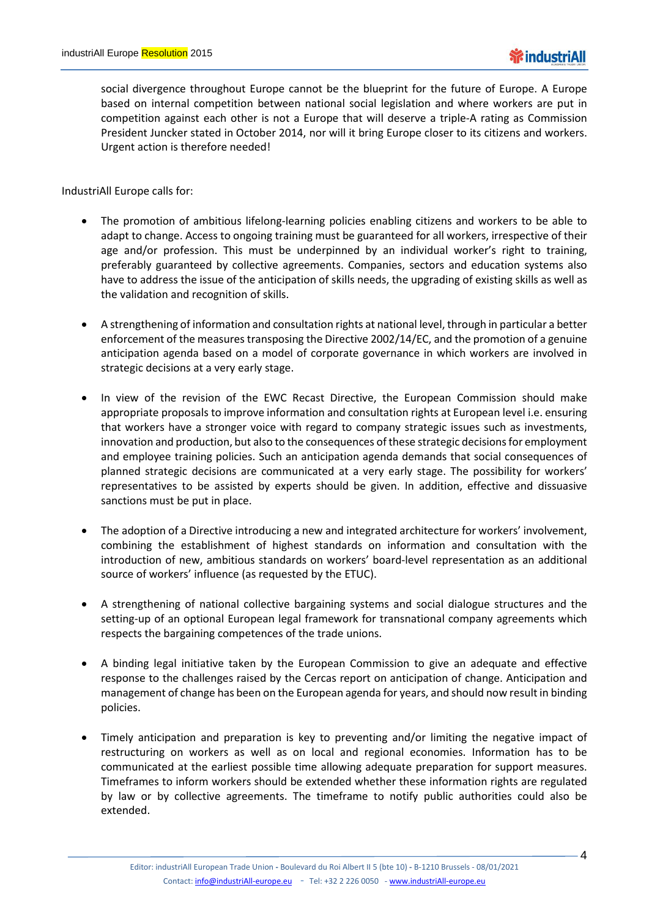social divergence throughout Europe cannot be the blueprint for the future of Europe. A Europe based on internal competition between national social legislation and where workers are put in competition against each other is not a Europe that will deserve a triple-A rating as Commission President Juncker stated in October 2014, nor will it bring Europe closer to its citizens and workers. Urgent action is therefore needed!

IndustriAll Europe calls for:

- The promotion of ambitious lifelong-learning policies enabling citizens and workers to be able to adapt to change. Access to ongoing training must be guaranteed for all workers, irrespective of their age and/or profession. This must be underpinned by an individual worker's right to training, preferably guaranteed by collective agreements. Companies, sectors and education systems also have to address the issue of the anticipation of skills needs, the upgrading of existing skills as well as the validation and recognition of skills.

- A strengthening of information and consultation rights at national level, through in particular a better enforcement of the measures transposing the Directive 2002/14/EC, and the promotion of a genuine anticipation agenda based on a model of corporate governance in which workers are involved in strategic decisions at a very early stage.

- In view of the revision of the EWC Recast Directive, the European Commission should make appropriate proposals to improve information and consultation rights at European level i.e. ensuring that workers have a stronger voice with regard to company strategic issues such as investments, innovation and production, but also to the consequences of these strategic decisions for employment and employee training policies. Such an anticipation agenda demands that social consequences of planned strategic decisions are communicated at a very early stage. The possibility for workers' representatives to be assisted by experts should be given. In addition, effective and dissuasive sanctions must be put in place.

- The adoption of a Directive introducing a new and integrated architecture for workers' involvement, combining the establishment of highest standards on information and consultation with the introduction of new, ambitious standards on workers' board-level representation as an additional source of workers' influence (as requested by the ETUC).

- A strengthening of national collective bargaining systems and social dialogue structures and the setting-up of an optional European legal framework for transnational company agreements which respects the bargaining competences of the trade unions.

- A binding legal initiative taken by the European Commission to give an adequate and effective response to the challenges raised by the Cercas report on anticipation of change. Anticipation and management of change has been on the European agenda for years, and should now result in binding policies.

- Timely anticipation and preparation is key to preventing and/or limiting the negative impact of restructuring on workers as well as on local and regional economies. Information has to be communicated at the earliest possible time allowing adequate preparation for support measures. Timeframes to inform workers should be extended whether these information rights are regulated by law or by collective agreements. The timeframe to notify public authorities could also be extended.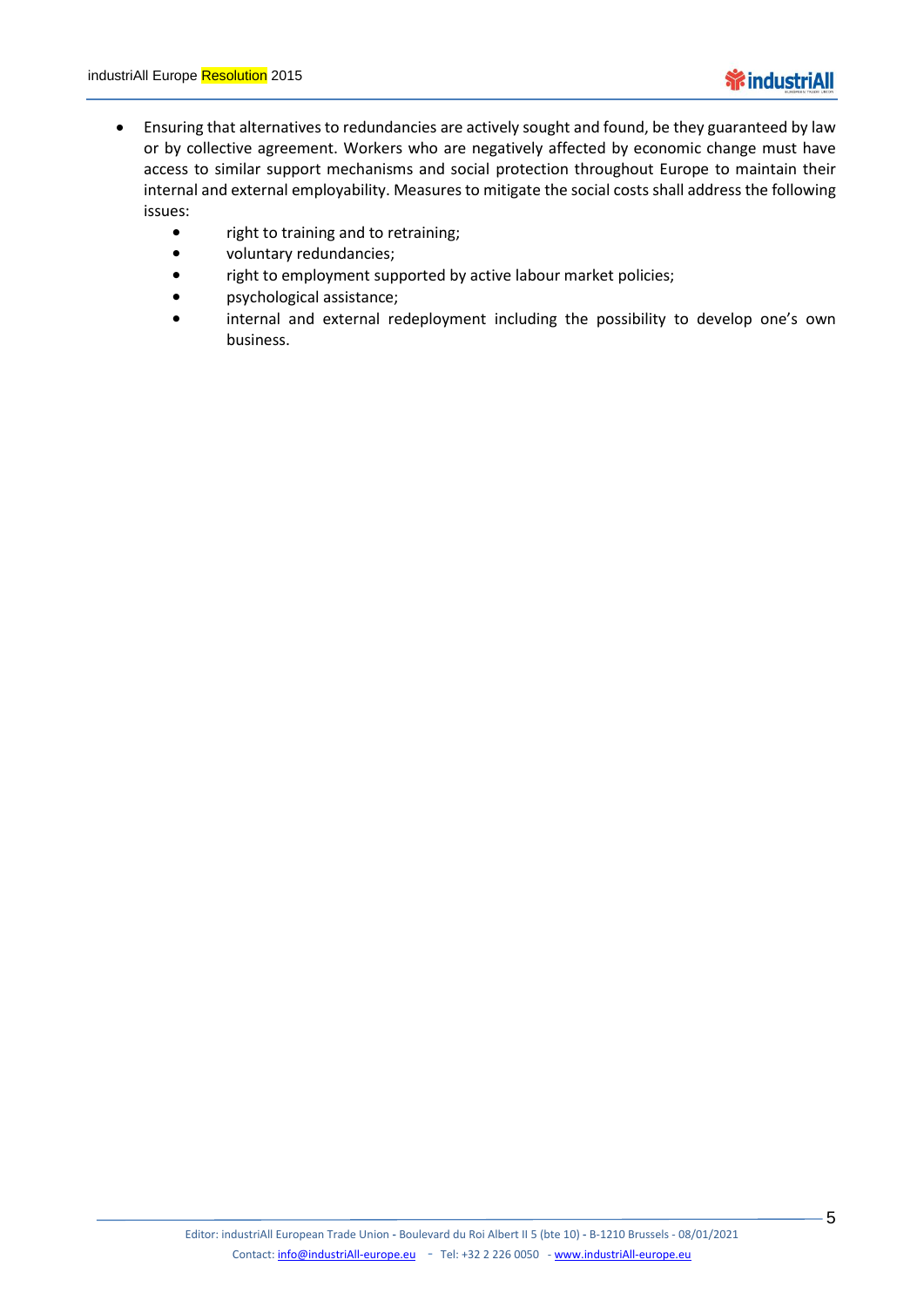- Ensuring that alternatives to redundancies are actively sought and found, be they guaranteed by law or by collective agreement. Workers who are negatively affected by economic change must have access to similar support mechanisms and social protection throughout Europe to maintain their internal and external employability. Measures to mitigate the social costs shall address the following issues:
    - right to training and to retraining;
    - voluntary redundancies;
    - right to employment supported by active labour market policies;
    - psychological assistance;
    - internal and external redeployment including the possibility to develop one's own business.